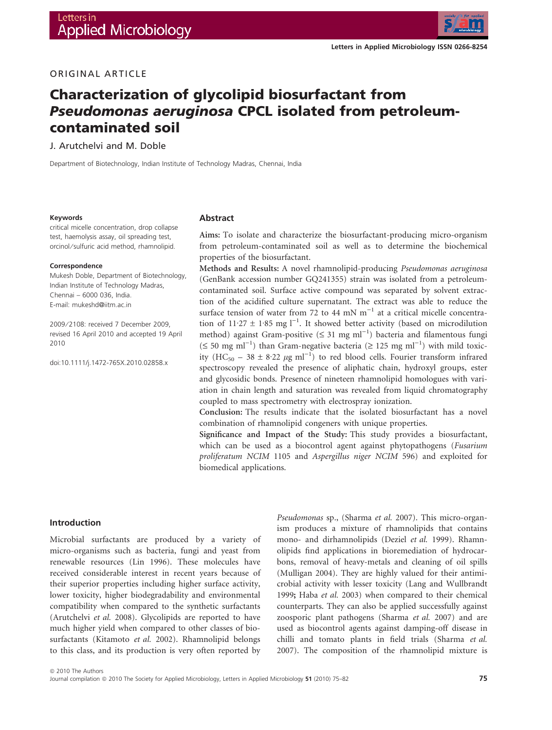ORIGINAL ARTICLE

# Characterization of glycolipid biosurfactant from *Pseudomonas aeruginosa* CPCL isolated from petroleum-contaminated soil

J. Arutchelvi and M. Doble

Department of Biotechnology, Indian Institute of Technology Madras, Chennai, India

**Keywords**

critical micelle concentration, drop collapse test, haemolysis assay, oil spreading test, orcinol/sulfuric acid method, rhamnolipid.

**Correspondence**

Mukesh Doble, Department of Biotechnology, Indian Institute of Technology Madras, Chennai – 6000 036, India.
E-mail: mukeshd@iitm.ac.in

2009/2108: received 7 December 2009, revised 16 April 2010 and accepted 19 April 2010

doi:10.1111/j.1472-765X.2010.02858.x

## Abstract

**Aims:** To isolate and characterize the biosurfactant-producing micro-organism from petroleum-contaminated soil as well as to determine the biochemical properties of the biosurfactant.

**Methods and Results:** A novel rhamnolipid-producing *Pseudomonas aeruginosa* (GenBank accession number GQ241355) strain was isolated from a petroleum-contaminated soil. Surface active compound was separated by solvent extraction of the acidified culture supernatant. The extract was able to reduce the surface tension of water from 72 to 44 mN $m^{-1}$ at a critical micelle concentration of $11{\cdot}27 \pm 1{\cdot}85$ mg $l^{-1}$. It showed better activity (based on microdilution method) against Gram-positive ($\leq 31$ mg $ml^{-1}$) bacteria and filamentous fungi ($\leq 50$ mg $ml^{-1}$) than Gram-negative bacteria ($\geq 125$ mg $ml^{-1}$) with mild toxicity ($HC_{50}$ – $38 \pm 8{\cdot}22$ $\mu$g $ml^{-1}$) to red blood cells. Fourier transform infrared spectroscopy revealed the presence of aliphatic chain, hydroxyl groups, ester and glycosidic bonds. Presence of nineteen rhamnolipid homologues with variation in chain length and saturation was revealed from liquid chromatography coupled to mass spectrometry with electrospray ionization.

**Conclusion:** The results indicate that the isolated biosurfactant has a novel combination of rhamnolipid congeners with unique properties.

**Significance and Impact of the Study:** This study provides a biosurfactant, which can be used as a biocontrol agent against phytopathogens (*Fusarium proliferatum NCIM* 1105 and *Aspergillus niger NCIM* 596) and exploited for biomedical applications.

## Introduction

Microbial surfactants are produced by a variety of micro-organisms such as bacteria, fungi and yeast from renewable resources (Lin 1996). These molecules have received considerable interest in recent years because of their superior properties including higher surface activity, lower toxicity, higher biodegradability and environmental compatibility when compared to the synthetic surfactants (Arutchelvi *et al.* 2008). Glycolipids are reported to have much higher yield when compared to other classes of biosurfactants (Kitamoto *et al.* 2002). Rhamnolipid belongs to this class, and its production is very often reported by *Pseudomonas* sp., (Sharma *et al.* 2007). This micro-organism produces a mixture of rhamnolipids that contains mono- and dirhamnolipids (Deziel *et al.* 1999). Rhamnolipids find applications in bioremediation of hydrocarbons, removal of heavy-metals and cleaning of oil spills (Mulligan 2004). They are highly valued for their antimicrobial activity with lesser toxicity (Lang and Wullbrandt 1999; Haba *et al.* 2003) when compared to their chemical counterparts. They can also be applied successfully against zoosporic plant pathogens (Sharma *et al.* 2007) and are used as biocontrol agents against damping-off disease in chilli and tomato plants in field trials (Sharma *et al.* 2007). The composition of the rhamnolipid mixture is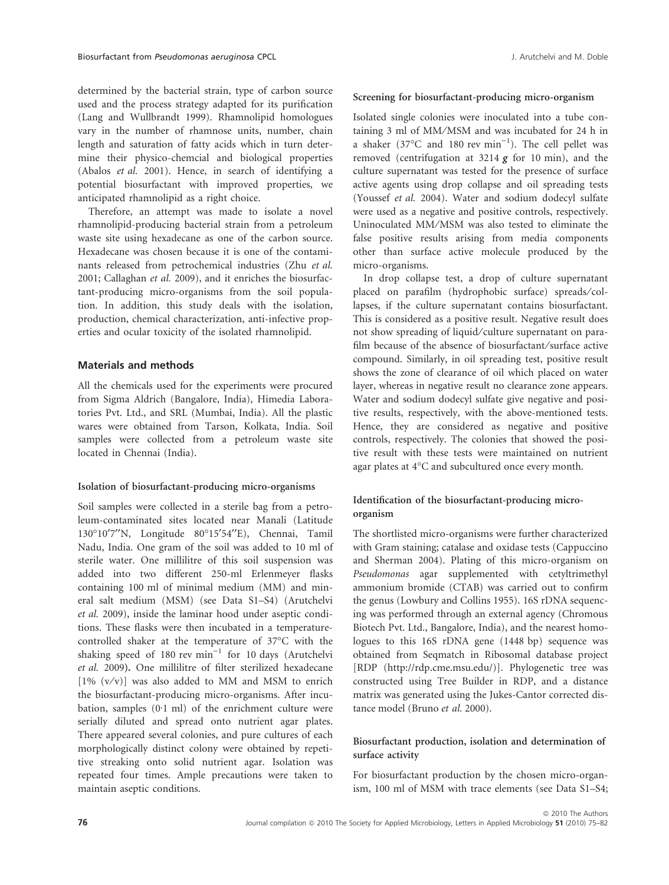determined by the bacterial strain, type of carbon source used and the process strategy adapted for its purification (Lang and Wullbrandt 1999). Rhamnolipid homologues vary in the number of rhamnose units, number, chain length and saturation of fatty acids which in turn determine their physico-chemcial and biological properties (Abalos *et al.* 2001). Hence, in search of identifying a potential biosurfactant with improved properties, we anticipated rhamnolipid as a right choice.

Therefore, an attempt was made to isolate a novel rhamnolipid-producing bacterial strain from a petroleum waste site using hexadecane as one of the carbon source. Hexadecane was chosen because it is one of the contaminants released from petrochemical industries (Zhu *et al.* 2001; Callaghan *et al.* 2009), and it enriches the biosurfactant-producing micro-organisms from the soil population. In addition, this study deals with the isolation, production, chemical characterization, anti-infective properties and ocular toxicity of the isolated rhamnolipid.

## Materials and methods

All the chemicals used for the experiments were procured from Sigma Aldrich (Bangalore, India), Himedia Laboratories Pvt. Ltd., and SRL (Mumbai, India). All the plastic wares were obtained from Tarson, Kolkata, India. Soil samples were collected from a petroleum waste site located in Chennai (India).

### Isolation of biosurfactant-producing micro-organisms

Soil samples were collected in a sterile bag from a petroleum-contaminated sites located near Manali (Latitude 130°10′7″N, Longitude 80°15′54″E), Chennai, Tamil Nadu, India. One gram of the soil was added to 10 ml of sterile water. One millilitre of this soil suspension was added into two different 250-ml Erlenmeyer flasks containing 100 ml of minimal medium (MM) and mineral salt medium (MSM) (see Data S1–S4) (Arutchelvi *et al.* 2009), inside the laminar hood under aseptic conditions. These flasks were then incubated in a temperature-controlled shaker at the temperature of 37°C with the shaking speed of 180 rev $\text{min}^{-1}$ for 10 days (Arutchelvi *et al.* 2009). One millilitre of filter sterilized hexadecane [1% (v/v)] was also added to MM and MSM to enrich the biosurfactant-producing micro-organisms. After incubation, samples (0·1 ml) of the enrichment culture were serially diluted and spread onto nutrient agar plates. There appeared several colonies, and pure cultures of each morphologically distinct colony were obtained by repetitive streaking onto solid nutrient agar. Isolation was repeated four times. Ample precautions were taken to maintain aseptic conditions.

### Screening for biosurfactant-producing micro-organism

Isolated single colonies were inoculated into a tube containing 3 ml of MM/MSM and was incubated for 24 h in a shaker (37°C and 180 rev $\text{min}^{-1}$). The cell pellet was removed (centrifugation at 3214 ***g*** for 10 min), and the culture supernatant was tested for the presence of surface active agents using drop collapse and oil spreading tests (Youssef *et al.* 2004). Water and sodium dodecyl sulfate were used as a negative and positive controls, respectively. Uninoculated MM/MSM was also tested to eliminate the false positive results arising from media components other than surface active molecule produced by the micro-organisms.

In drop collapse test, a drop of culture supernatant placed on parafilm (hydrophobic surface) spreads/collapses, if the culture supernatant contains biosurfactant. This is considered as a positive result. Negative result does not show spreading of liquid/culture supernatant on parafilm because of the absence of biosurfactant/surface active compound. Similarly, in oil spreading test, positive result shows the zone of clearance of oil which placed on water layer, whereas in negative result no clearance zone appears. Water and sodium dodecyl sulfate give negative and positive results, respectively, with the above-mentioned tests. Hence, they are considered as negative and positive controls, respectively. The colonies that showed the positive result with these tests were maintained on nutrient agar plates at 4°C and subcultured once every month.

### Identification of the biosurfactant-producing micro-organism

The shortlisted micro-organisms were further characterized with Gram staining; catalase and oxidase tests (Cappuccino and Sherman 2004). Plating of this micro-organism on *Pseudomonas* agar supplemented with cetyltrimethyl ammonium bromide (CTAB) was carried out to confirm the genus (Lowbury and Collins 1955). 16S rDNA sequencing was performed through an external agency (Chromous Biotech Pvt. Ltd., Bangalore, India), and the nearest homologues to this 16S rDNA gene (1448 bp) sequence was obtained from Seqmatch in Ribosomal database project [RDP (http://rdp.cme.msu.edu/)]. Phylogenetic tree was constructed using Tree Builder in RDP, and a distance matrix was generated using the Jukes-Cantor corrected distance model (Bruno *et al.* 2000).

### Biosurfactant production, isolation and determination of surface activity

For biosurfactant production by the chosen micro-organism, 100 ml of MSM with trace elements (see Data S1–S4;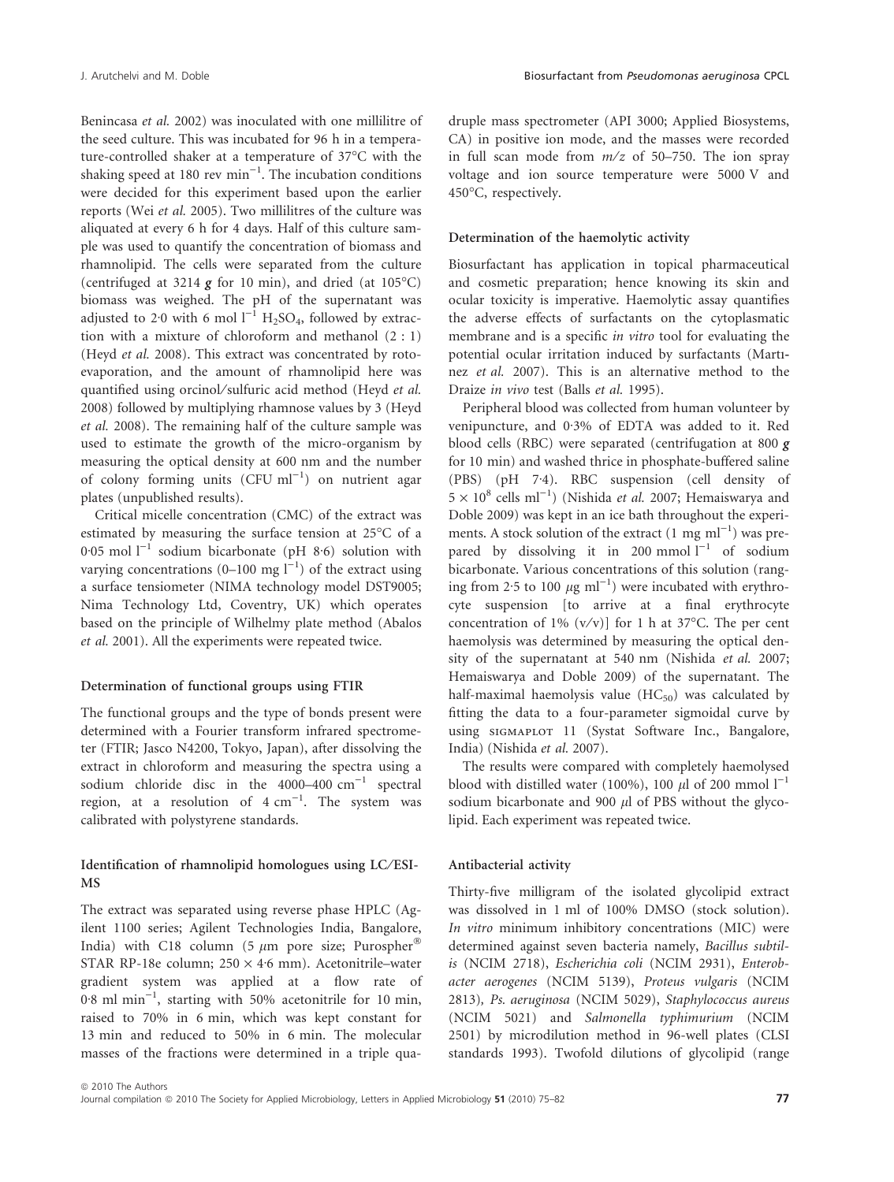Benincasa *et al.* 2002) was inoculated with one millilitre of the seed culture. This was incubated for 96 h in a temperature-controlled shaker at a temperature of 37°C with the shaking speed at 180 rev $min^{-1}$. The incubation conditions were decided for this experiment based upon the earlier reports (Wei *et al.* 2005). Two millilitres of the culture was aliquated at every 6 h for 4 days. Half of this culture sample was used to quantify the concentration of biomass and rhamnolipid. The cells were separated from the culture (centrifuged at 3214 ***g*** for 10 min), and dried (at 105°C) biomass was weighed. The pH of the supernatant was adjusted to 2·0 with 6 mol $l^{-1}$ $H_2SO_4$, followed by extraction with a mixture of chloroform and methanol (2 : 1) (Heyd *et al.* 2008). This extract was concentrated by rotoevaporation, and the amount of rhamnolipid here was quantified using orcinol/sulfuric acid method (Heyd *et al.* 2008) followed by multiplying rhamnose values by 3 (Heyd *et al.* 2008). The remaining half of the culture sample was used to estimate the growth of the micro-organism by measuring the optical density at 600 nm and the number of colony forming units (CFU $ml^{-1}$) on nutrient agar plates (unpublished results).

Critical micelle concentration (CMC) of the extract was estimated by measuring the surface tension at 25°C of a 0·05 mol $l^{-1}$ sodium bicarbonate (pH 8·6) solution with varying concentrations (0–100 mg $l^{-1}$) of the extract using a surface tensiometer (NIMA technology model DST9005; Nima Technology Ltd, Coventry, UK) which operates based on the principle of Wilhelmy plate method (Abalos *et al.* 2001). All the experiments were repeated twice.

### Determination of functional groups using FTIR

The functional groups and the type of bonds present were determined with a Fourier transform infrared spectrometer (FTIR; Jasco N4200, Tokyo, Japan), after dissolving the extract in chloroform and measuring the spectra using a sodium chloride disc in the 4000–400 $cm^{-1}$ spectral region, at a resolution of 4 $cm^{-1}$. The system was calibrated with polystyrene standards.

### Identification of rhamnolipid homologues using LC/ESI-MS

The extract was separated using reverse phase HPLC (Agilent 1100 series; Agilent Technologies India, Bangalore, India) with C18 column (5 $\mu$m pore size; Purospher® STAR RP-18e column; 250 × 4·6 mm). Acetonitrile–water gradient system was applied at a flow rate of 0·8 ml $min^{-1}$, starting with 50% acetonitrile for 10 min, raised to 70% in 6 min, which was kept constant for 13 min and reduced to 50% in 6 min. The molecular masses of the fractions were determined in a triple quadruple mass spectrometer (API 3000; Applied Biosystems, CA) in positive ion mode, and the masses were recorded in full scan mode from *m/z* of 50–750. The ion spray voltage and ion source temperature were 5000 V and 450°C, respectively.

### Determination of the haemolytic activity

Biosurfactant has application in topical pharmaceutical and cosmetic preparation; hence knowing its skin and ocular toxicity is imperative. Haemolytic assay quantifies the adverse effects of surfactants on the cytoplasmatic membrane and is a specific *in vitro* tool for evaluating the potential ocular irritation induced by surfactants (Martınez *et al.* 2007). This is an alternative method to the Draize *in vivo* test (Balls *et al.* 1995).

Peripheral blood was collected from human volunteer by venipuncture, and 0·3% of EDTA was added to it. Red blood cells (RBC) were separated (centrifugation at 800 ***g*** for 10 min) and washed thrice in phosphate-buffered saline (PBS) (pH 7·4). RBC suspension (cell density of $5 \times 10^8$ cells $ml^{-1}$) (Nishida *et al.* 2007; Hemaiswarya and Doble 2009) was kept in an ice bath throughout the experiments. A stock solution of the extract (1 mg $ml^{-1}$) was prepared by dissolving it in 200 mmol $l^{-1}$ of sodium bicarbonate. Various concentrations of this solution (ranging from 2·5 to 100 $\mu$g $ml^{-1}$) were incubated with erythrocyte suspension [to arrive at a final erythrocyte concentration of 1% (v/v)] for 1 h at 37°C. The per cent haemolysis was determined by measuring the optical density of the supernatant at 540 nm (Nishida *et al.* 2007; Hemaiswarya and Doble 2009) of the supernatant. The half-maximal haemolysis value ($HC_{50}$) was calculated by fitting the data to a four-parameter sigmoidal curve by using SIGMAPLOT 11 (Systat Software Inc., Bangalore, India) (Nishida *et al.* 2007).

The results were compared with completely haemolysed blood with distilled water (100%), 100 $\mu$l of 200 mmol $l^{-1}$ sodium bicarbonate and 900 $\mu$l of PBS without the glycolipid. Each experiment was repeated twice.

### Antibacterial activity

Thirty-five milligram of the isolated glycolipid extract was dissolved in 1 ml of 100% DMSO (stock solution). *In vitro* minimum inhibitory concentrations (MIC) were determined against seven bacteria namely, *Bacillus subtilis* (NCIM 2718), *Escherichia coli* (NCIM 2931), *Enterobacter aerogenes* (NCIM 5139), *Proteus vulgaris* (NCIM 2813), *Ps. aeruginosa* (NCIM 5029), *Staphylococcus aureus* (NCIM 5021) and *Salmonella typhimurium* (NCIM 2501) by microdilution method in 96-well plates (CLSI standards 1993). Twofold dilutions of glycolipid (range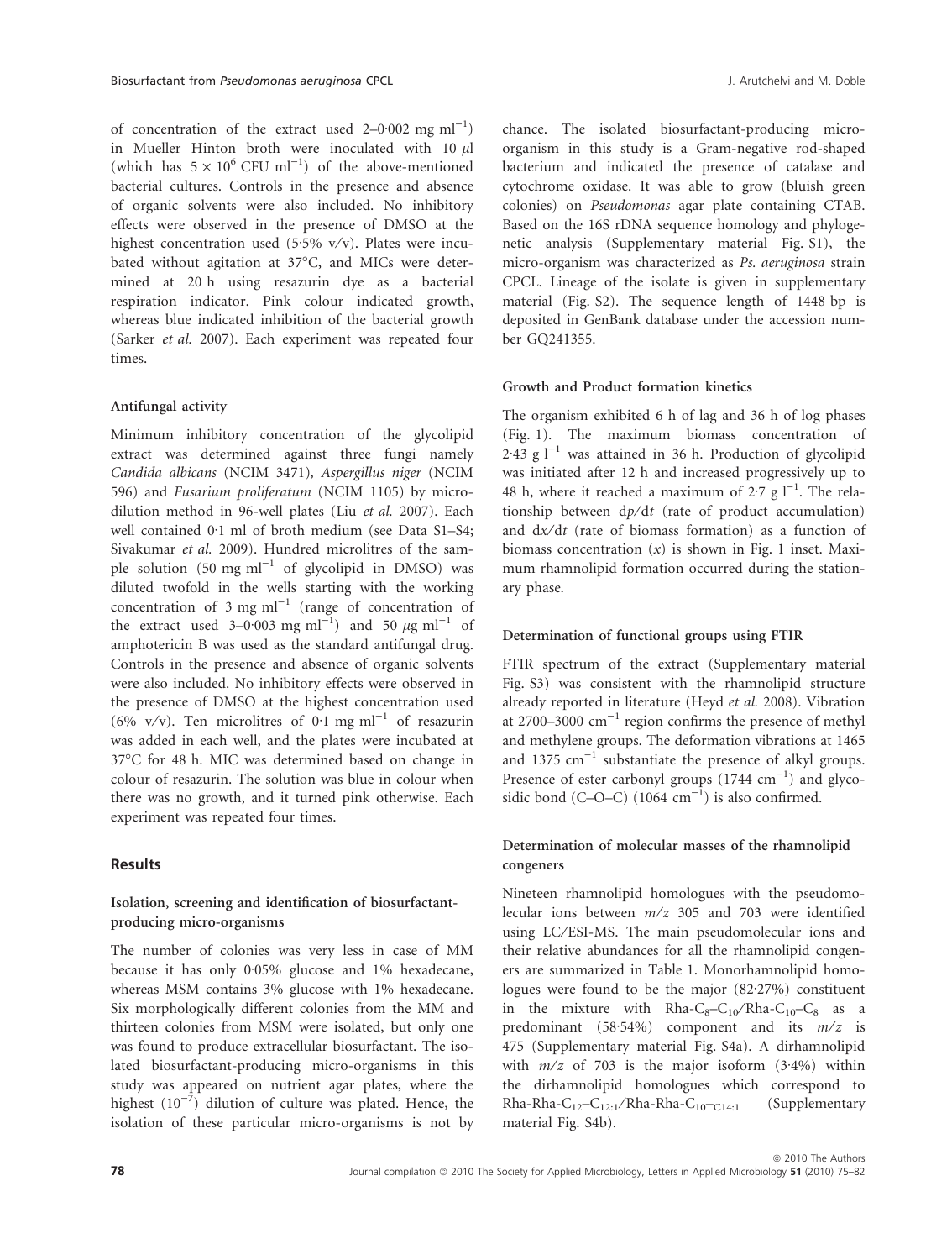of concentration of the extract used 2–0·002 mg $ml^{-1}$) in Mueller Hinton broth were inoculated with 10 $\mu$l (which has $5 \times 10^6$ CFU $ml^{-1}$) of the above-mentioned bacterial cultures. Controls in the presence and absence of organic solvents were also included. No inhibitory effects were observed in the presence of DMSO at the highest concentration used (5·5% v/v). Plates were incubated without agitation at 37°C, and MICs were determined at 20 h using resazurin dye as a bacterial respiration indicator. Pink colour indicated growth, whereas blue indicated inhibition of the bacterial growth (Sarker *et al.* 2007). Each experiment was repeated four times.

#### Antifungal activity

Minimum inhibitory concentration of the glycolipid extract was determined against three fungi namely *Candida albicans* (NCIM 3471), *Aspergillus niger* (NCIM 596) and *Fusarium proliferatum* (NCIM 1105) by microdilution method in 96-well plates (Liu *et al.* 2007). Each well contained 0·1 ml of broth medium (see Data S1–S4; Sivakumar *et al.* 2009). Hundred microlitres of the sample solution (50 mg $ml^{-1}$ of glycolipid in DMSO) was diluted twofold in the wells starting with the working concentration of 3 mg $ml^{-1}$ (range of concentration of the extract used 3–0·003 mg $ml^{-1}$) and 50 $\mu$g $ml^{-1}$ of amphotericin B was used as the standard antifungal drug. Controls in the presence and absence of organic solvents were also included. No inhibitory effects were observed in the presence of DMSO at the highest concentration used (6% v/v). Ten microlitres of 0·1 mg $ml^{-1}$ of resazurin was added in each well, and the plates were incubated at 37°C for 48 h. MIC was determined based on change in colour of resazurin. The solution was blue in colour when there was no growth, and it turned pink otherwise. Each experiment was repeated four times.

## Results

#### Isolation, screening and identification of biosurfactant-producing micro-organisms

The number of colonies was very less in case of MM because it has only 0·05% glucose and 1% hexadecane, whereas MSM contains 3% glucose with 1% hexadecane. Six morphologically different colonies from the MM and thirteen colonies from MSM were isolated, but only one was found to produce extracellular biosurfactant. The isolated biosurfactant-producing micro-organisms in this study was appeared on nutrient agar plates, where the highest ($10^{-7}$) dilution of culture was plated. Hence, the isolation of these particular micro-organisms is not by chance. The isolated biosurfactant-producing micro-organism in this study is a Gram-negative rod-shaped bacterium and indicated the presence of catalase and cytochrome oxidase. It was able to grow (bluish green colonies) on *Pseudomonas* agar plate containing CTAB. Based on the 16S rDNA sequence homology and phylogenetic analysis (Supplementary material Fig. S1), the micro-organism was characterized as *Ps. aeruginosa* strain CPCL. Lineage of the isolate is given in supplementary material (Fig. S2). The sequence length of 1448 bp is deposited in GenBank database under the accession number GQ241355.

#### Growth and Product formation kinetics

The organism exhibited 6 h of lag and 36 h of log phases (Fig. 1). The maximum biomass concentration of 2·43 g $l^{-1}$ was attained in 36 h. Production of glycolipid was initiated after 12 h and increased progressively up to 48 h, where it reached a maximum of 2·7 g $l^{-1}$. The relationship between $dp/dt$ (rate of product accumulation) and $dx/dt$ (rate of biomass formation) as a function of biomass concentration ($x$) is shown in Fig. 1 inset. Maximum rhamnolipid formation occurred during the stationary phase.

#### Determination of functional groups using FTIR

FTIR spectrum of the extract (Supplementary material Fig. S3) was consistent with the rhamnolipid structure already reported in literature (Heyd *et al.* 2008). Vibration at 2700–3000 $cm^{-1}$ region confirms the presence of methyl and methylene groups. The deformation vibrations at 1465 and 1375 $cm^{-1}$ substantiate the presence of alkyl groups. Presence of ester carbonyl groups (1744 $cm^{-1}$) and glycosidic bond (C–O–C) (1064 $cm^{-1}$) is also confirmed.

#### Determination of molecular masses of the rhamnolipid congeners

Nineteen rhamnolipid homologues with the pseudomolecular ions between $m/z$ 305 and 703 were identified using LC/ESI-MS. The main pseudomolecular ions and their relative abundances for all the rhamnolipid congeners are summarized in Table 1. Monorhamnolipid homologues were found to be the major (82·27%) constituent in the mixture with Rha-$C_8$–$C_{10}$/Rha-$C_{10}$–$C_8$ as a predominant (58·54%) component and its $m/z$ is 475 (Supplementary material Fig. S4a). A dirhamnolipid with $m/z$ of 703 is the major isoform (3·4%) within the dirhamnolipid homologues which correspond to Rha-Rha-$C_{12}$–$C_{12:1}$/Rha-Rha-$C_{10}$–$C_{14:1}$ (Supplementary material Fig. S4b).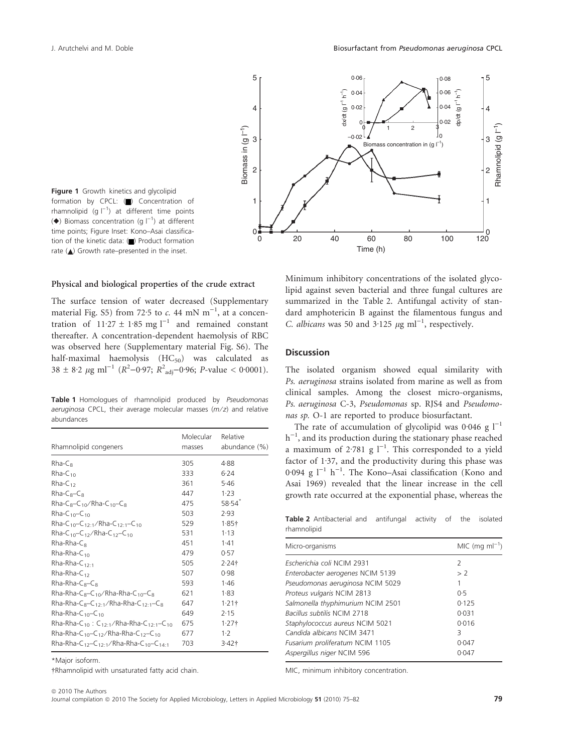Figure 1 Growth kinetics and glycolipid formation by CPCL: (■) Concentration of rhamnolipid (g $l^{-1}$) at different time points (◆) Biomass concentration (g $l^{-1}$) at different time points; Figure Inset: Kono–Asai classification of the kinetic data: (■) Product formation rate (▲) Growth rate–presented in the inset.

### Physical and biological properties of the crude extract

The surface tension of water decreased (Supplementary material Fig. S5) from 72·5 to *c.* 44 mN $m^{-1}$, at a concentration of 11·27 ± 1·85 mg $l^{-1}$ and remained constant thereafter. A concentration-dependent haemolysis of RBC was observed here (Supplementary material Fig. S6). The half-maximal haemolysis ($HC_{50}$) was calculated as 38 ± 8·2 μg $ml^{-1}$ ($R^2$–0·97; $R^2_{adj}$–0·96; *P*-value < 0·0001).

**Table 1** Homologues of rhamnolipid produced by *Pseudomonas aeruginosa* CPCL, their average molecular masses (*m/z*) and relative abundances

| Rhamnolipid congeners | Molecular masses | Relative abundance (%) |
|---|---|---|
| Rha-$C_8$ | 305 | 4·88 |
| Rha-$C_{10}$ | 333 | 6·24 |
| Rha-$C_{12}$ | 361 | 5·46 |
| Rha-$C_8$–$C_8$ | 447 | 1·23 |
| Rha-$C_8$–$C_{10}$/Rha-$C_{10}$–$C_8$ | 475 | 58·54* |
| Rha-$C_{10}$–$C_{10}$ | 503 | 2·93 |
| Rha-$C_{10}$–$C_{12:1}$/Rha-$C_{12:1}$–$C_{10}$ | 529 | 1·85† |
| Rha-$C_{10}$–$C_{12}$/Rha-$C_{12}$–$C_{10}$ | 531 | 1·13 |
| Rha-Rha-$C_8$ | 451 | 1·41 |
| Rha-Rha-$C_{10}$ | 479 | 0·57 |
| Rha-Rha-$C_{12:1}$ | 505 | 2·24† |
| Rha-Rha-$C_{12}$ | 507 | 0·98 |
| Rha-Rha-$C_8$–$C_8$ | 593 | 1·46 |
| Rha-Rha-$C_8$–$C_{10}$/Rha-Rha-$C_{10}$–$C_8$ | 621 | 1·83 |
| Rha-Rha-$C_8$–$C_{12:1}$/Rha-Rha-$C_{12:1}$–$C_8$ | 647 | 1·21† |
| Rha-Rha-$C_{10}$–$C_{10}$ | 649 | 2·15 |
| Rha-Rha-$C_{10}$ : $C_{12:1}$/Rha-Rha-$C_{12:1}$–$C_{10}$ | 675 | 1·27† |
| Rha-Rha-$C_{10}$–$C_{12}$/Rha-Rha-$C_{12}$–$C_{10}$ | 677 | 1·2 |
| Rha-Rha-$C_{12}$–$C_{12:1}$/Rha-Rha-$C_{10}$–$C_{14:1}$ | 703 | 3·42† |

*Major isoform.

†Rhamnolipid with unsaturated fatty acid chain.

Minimum inhibitory concentrations of the isolated glycolipid against seven bacterial and three fungal cultures are summarized in the Table 2. Antifungal activity of standard amphotericin B against the filamentous fungus and *C. albicans* was 50 and 3·125 μg $ml^{-1}$, respectively.

## Discussion

The isolated organism showed equal similarity with *Ps. aeruginosa* strains isolated from marine as well as from clinical samples. Among the closest micro-organisms, *Ps. aeruginosa* C-3, *Pseudomonas* sp. RJS4 and *Pseudomonas sp.* O-1 are reported to produce biosurfactant.

The rate of accumulation of glycolipid was 0·046 g $l^{-1}$ $h^{-1}$, and its production during the stationary phase reached a maximum of 2·781 g $l^{-1}$. This corresponded to a yield factor of 1·37, and the productivity during this phase was 0·094 g $l^{-1}$ $h^{-1}$. The Kono–Asai classification (Kono and Asai 1969) revealed that the linear increase in the cell growth rate occurred at the exponential phase, whereas the

**Table 2** Antibacterial and antifungal activity of the isolated rhamnolipid

| Micro-organisms | MIC (mg $ml^{-1}$) |
|---|---|
| *Escherichia coli* NCIM 2931 | 2 |
| *Enterobacter aerogenes* NCIM 5139 | > 2 |
| *Pseudomonas aeruginosa* NCIM 5029 | 1 |
| *Proteus vulgaris* NCIM 2813 | 0·5 |
| *Salmonella thyphimurium* NCIM 2501 | 0·125 |
| *Bacillus subtilis* NCIM 2718 | 0·031 |
| *Staphylococcus aureus* NCIM 5021 | 0·016 |
| *Candida albicans* NCIM 3471 | 3 |
| *Fusarium proliferatum* NCIM 1105 | 0·047 |
| *Aspergillus niger* NCIM 596 | 0·047 |

MIC, minimum inhibitory concentration.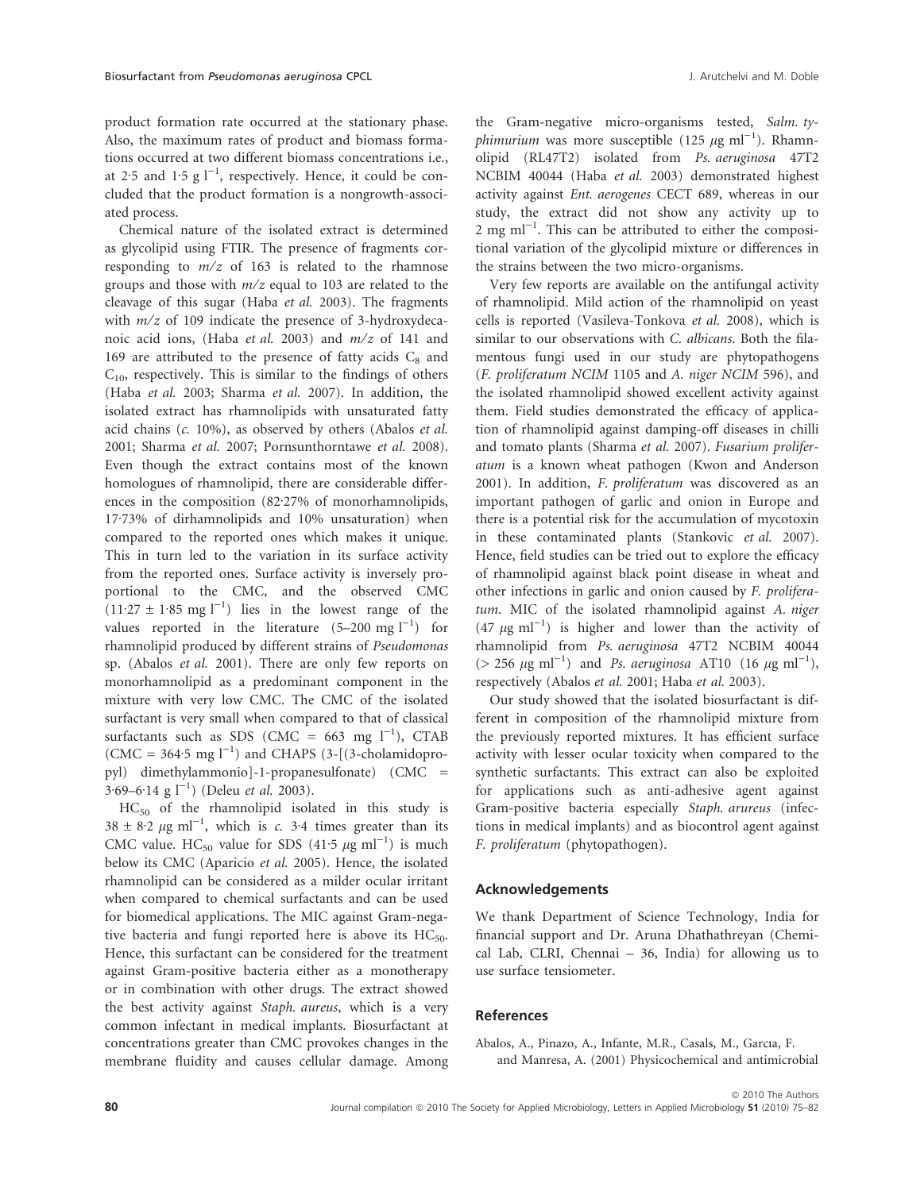product formation rate occurred at the stationary phase. Also, the maximum rates of product and biomass formations occurred at two different biomass concentrations i.e., at 2·5 and 1·5 g $l^{-1}$, respectively. Hence, it could be concluded that the product formation is a nongrowth-associated process.

Chemical nature of the isolated extract is determined as glycolipid using FTIR. The presence of fragments corresponding to *m/z* of 163 is related to the rhamnose groups and those with *m/z* equal to 103 are related to the cleavage of this sugar (Haba *et al.* 2003). The fragments with *m/z* of 109 indicate the presence of 3-hydroxydecanoic acid ions, (Haba *et al.* 2003) and *m/z* of 141 and 169 are attributed to the presence of fatty acids $C_8$ and $C_{10}$, respectively. This is similar to the findings of others (Haba *et al.* 2003; Sharma *et al.* 2007). In addition, the isolated extract has rhamnolipids with unsaturated fatty acid chains (*c.* 10%), as observed by others (Abalos *et al.* 2001; Sharma *et al.* 2007; Pornsunthorntawe *et al.* 2008). Even though the extract contains most of the known homologues of rhamnolipid, there are considerable differences in the composition (82·27% of monorhamnolipids, 17·73% of dirhamnolipids and 10% unsaturation) when compared to the reported ones which makes it unique. This in turn led to the variation in its surface activity from the reported ones. Surface activity is inversely proportional to the CMC, and the observed CMC (11·27 ± 1·85 mg $l^{-1}$) lies in the lowest range of the values reported in the literature (5–200 mg $l^{-1}$) for rhamnolipid produced by different strains of *Pseudomonas* sp. (Abalos *et al.* 2001). There are only few reports on monorhamnolipid as a predominant component in the mixture with very low CMC. The CMC of the isolated surfactant is very small when compared to that of classical surfactants such as SDS (CMC = 663 mg $l^{-1}$), CTAB (CMC = 364·5 mg $l^{-1}$) and CHAPS (3-[(3-cholamidopropyl) dimethylammonio]-1-propanesulfonate) (CMC = 3·69–6·14 g $l^{-1}$) (Deleu *et al.* 2003).

$HC_{50}$ of the rhamnolipid isolated in this study is 38 ± 8·2 μg $ml^{-1}$, which is *c.* 3·4 times greater than its CMC value. $HC_{50}$ value for SDS (41·5 μg $ml^{-1}$) is much below its CMC (Aparicio *et al.* 2005). Hence, the isolated rhamnolipid can be considered as a milder ocular irritant when compared to chemical surfactants and can be used for biomedical applications. The MIC against Gram-negative bacteria and fungi reported here is above its $HC_{50}$. Hence, this surfactant can be considered for the treatment against Gram-positive bacteria either as a monotherapy or in combination with other drugs. The extract showed the best activity against *Staph. aureus*, which is a very common infectant in medical implants. Biosurfactant at concentrations greater than CMC provokes changes in the membrane fluidity and causes cellular damage. Among the Gram-negative micro-organisms tested, *Salm. typhimurium* was more susceptible (125 μg $ml^{-1}$). Rhamnolipid (RL47T2) isolated from *Ps. aeruginosa* 47T2 NCBIM 40044 (Haba *et al.* 2003) demonstrated highest activity against *Ent. aerogenes* CECT 689, whereas in our study, the extract did not show any activity up to 2 mg $ml^{-1}$. This can be attributed to either the compositional variation of the glycolipid mixture or differences in the strains between the two micro-organisms.

Very few reports are available on the antifungal activity of rhamnolipid. Mild action of the rhamnolipid on yeast cells is reported (Vasileva-Tonkova *et al.* 2008), which is similar to our observations with *C. albicans*. Both the filamentous fungi used in our study are phytopathogens (*F. proliferatum NCIM* 1105 and *A. niger NCIM* 596), and the isolated rhamnolipid showed excellent activity against them. Field studies demonstrated the efficacy of application of rhamnolipid against damping-off diseases in chilli and tomato plants (Sharma *et al.* 2007). *Fusarium proliferatum* is a known wheat pathogen (Kwon and Anderson 2001). In addition, *F. proliferatum* was discovered as an important pathogen of garlic and onion in Europe and there is a potential risk for the accumulation of mycotoxin in these contaminated plants (Stankovic *et al.* 2007). Hence, field studies can be tried out to explore the efficacy of rhamnolipid against black point disease in wheat and other infections in garlic and onion caused by *F. proliferatum*. MIC of the isolated rhamnolipid against *A. niger* (47 μg $ml^{-1}$) is higher and lower than the activity of rhamnolipid from *Ps. aeruginosa* 47T2 NCBIM 40044 (> 256 μg $ml^{-1}$) and *Ps. aeruginosa* AT10 (16 μg $ml^{-1}$), respectively (Abalos *et al.* 2001; Haba *et al.* 2003).

Our study showed that the isolated biosurfactant is different in composition of the rhamnolipid mixture from the previously reported mixtures. It has efficient surface activity with lesser ocular toxicity when compared to the synthetic surfactants. This extract can also be exploited for applications such as anti-adhesive agent against Gram-positive bacteria especially *Staph. arureus* (infections in medical implants) and as biocontrol agent against *F. proliferatum* (phytopathogen).

## Acknowledgements

We thank Department of Science Technology, India for financial support and Dr. Aruna Dhathathreyan (Chemical Lab, CLRI, Chennai – 36, India) for allowing us to use surface tensiometer.

## References

Abalos, A., Pinazo, A., Infante, M.R., Casals, M., Garcıa, F. and Manresa, A. (2001) Physicochemical and antimicrobial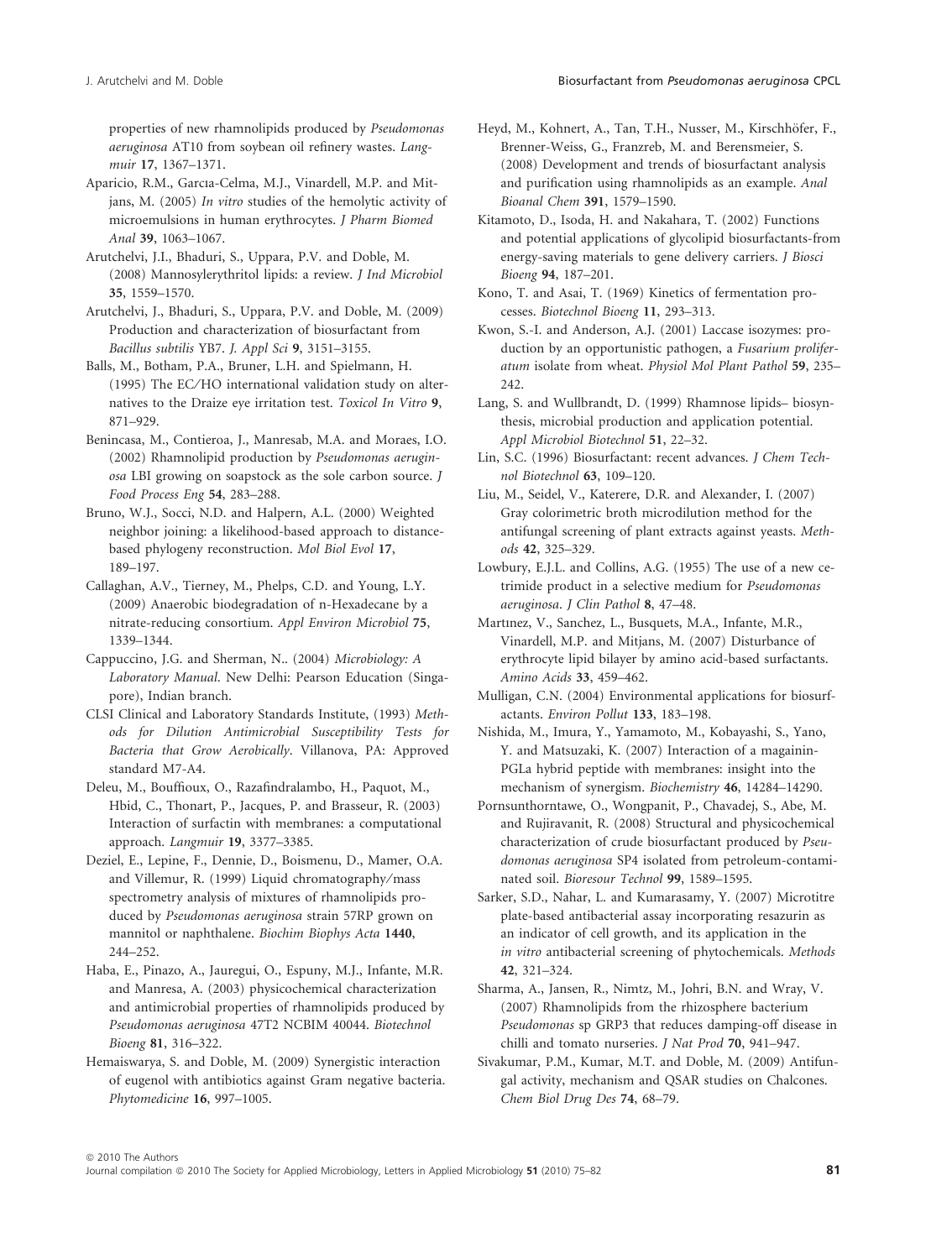properties of new rhamnolipids produced by *Pseudomonas aeruginosa* AT10 from soybean oil refinery wastes. *Langmuir* **17**, 1367–1371.

Aparicio, R.M., Garcıa-Celma, M.J., Vinardell, M.P. and Mitjans, M. (2005) *In vitro* studies of the hemolytic activity of microemulsions in human erythrocytes. *J Pharm Biomed Anal* **39**, 1063–1067.

Arutchelvi, J.I., Bhaduri, S., Uppara, P.V. and Doble, M. (2008) Mannosylerythritol lipids: a review. *J Ind Microbiol* **35**, 1559–1570.

Arutchelvi, J., Bhaduri, S., Uppara, P.V. and Doble, M. (2009) Production and characterization of biosurfactant from *Bacillus subtilis* YB7. *J. Appl Sci* **9**, 3151–3155.

Balls, M., Botham, P.A., Bruner, L.H. and Spielmann, H. (1995) The EC/HO international validation study on alternatives to the Draize eye irritation test. *Toxicol In Vitro* **9**, 871–929.

Benincasa, M., Contieroa, J., Manresab, M.A. and Moraes, I.O. (2002) Rhamnolipid production by *Pseudomonas aeruginosa* LBI growing on soapstock as the sole carbon source. *J Food Process Eng* **54**, 283–288.

Bruno, W.J., Socci, N.D. and Halpern, A.L. (2000) Weighted neighbor joining: a likelihood-based approach to distance-based phylogeny reconstruction. *Mol Biol Evol* **17**, 189–197.

Callaghan, A.V., Tierney, M., Phelps, C.D. and Young, L.Y. (2009) Anaerobic biodegradation of n-Hexadecane by a nitrate-reducing consortium. *Appl Environ Microbiol* **75**, 1339–1344.

Cappuccino, J.G. and Sherman, N.. (2004) *Microbiology: A Laboratory Manual*. New Delhi: Pearson Education (Singapore), Indian branch.

CLSI Clinical and Laboratory Standards Institute, (1993) *Methods for Dilution Antimicrobial Susceptibility Tests for Bacteria that Grow Aerobically*. Villanova, PA: Approved standard M7-A4.

Deleu, M., Bouffioux, O., Razafindralambo, H., Paquot, M., Hbid, C., Thonart, P., Jacques, P. and Brasseur, R. (2003) Interaction of surfactin with membranes: a computational approach. *Langmuir* **19**, 3377–3385.

Deziel, E., Lepine, F., Dennie, D., Boismenu, D., Mamer, O.A. and Villemur, R. (1999) Liquid chromatography/mass spectrometry analysis of mixtures of rhamnolipids produced by *Pseudomonas aeruginosa* strain 57RP grown on mannitol or naphthalene. *Biochim Biophys Acta* **1440**, 244–252.

Haba, E., Pinazo, A., Jauregui, O., Espuny, M.J., Infante, M.R. and Manresa, A. (2003) physicochemical characterization and antimicrobial properties of rhamnolipids produced by *Pseudomonas aeruginosa* 47T2 NCBIM 40044. *Biotechnol Bioeng* **81**, 316–322.

Hemaiswarya, S. and Doble, M. (2009) Synergistic interaction of eugenol with antibiotics against Gram negative bacteria. *Phytomedicine* **16**, 997–1005.

Heyd, M., Kohnert, A., Tan, T.H., Nusser, M., Kirschhöfer, F., Brenner-Weiss, G., Franzreb, M. and Berensmeier, S. (2008) Development and trends of biosurfactant analysis and purification using rhamnolipids as an example. *Anal Bioanal Chem* **391**, 1579–1590.

Kitamoto, D., Isoda, H. and Nakahara, T. (2002) Functions and potential applications of glycolipid biosurfactants-from energy-saving materials to gene delivery carriers. *J Biosci Bioeng* **94**, 187–201.

Kono, T. and Asai, T. (1969) Kinetics of fermentation processes. *Biotechnol Bioeng* **11**, 293–313.

Kwon, S.-I. and Anderson, A.J. (2001) Laccase isozymes: production by an opportunistic pathogen, a *Fusarium proliferatum* isolate from wheat. *Physiol Mol Plant Pathol* **59**, 235–242.

Lang, S. and Wullbrandt, D. (1999) Rhamnose lipids– biosynthesis, microbial production and application potential. *Appl Microbiol Biotechnol* **51**, 22–32.

Lin, S.C. (1996) Biosurfactant: recent advances. *J Chem Technol Biotechnol* **63**, 109–120.

Liu, M., Seidel, V., Katerere, D.R. and Alexander, I. (2007) Gray colorimetric broth microdilution method for the antifungal screening of plant extracts against yeasts. *Methods* **42**, 325–329.

Lowbury, E.J.L. and Collins, A.G. (1955) The use of a new cetrimide product in a selective medium for *Pseudomonas aeruginosa*. *J Clin Pathol* **8**, 47–48.

Martınez, V., Sanchez, L., Busquets, M.A., Infante, M.R., Vinardell, M.P. and Mitjans, M. (2007) Disturbance of erythrocyte lipid bilayer by amino acid-based surfactants. *Amino Acids* **33**, 459–462.

Mulligan, C.N. (2004) Environmental applications for biosurfactants. *Environ Pollut* **133**, 183–198.

Nishida, M., Imura, Y., Yamamoto, M., Kobayashi, S., Yano, Y. and Matsuzaki, K. (2007) Interaction of a magainin-PGLa hybrid peptide with membranes: insight into the mechanism of synergism. *Biochemistry* **46**, 14284–14290.

Pornsunthorntawe, O., Wongpanit, P., Chavadej, S., Abe, M. and Rujiravanit, R. (2008) Structural and physicochemical characterization of crude biosurfactant produced by *Pseudomonas aeruginosa* SP4 isolated from petroleum-contaminated soil. *Bioresour Technol* **99**, 1589–1595.

Sarker, S.D., Nahar, L. and Kumarasamy, Y. (2007) Microtitre plate-based antibacterial assay incorporating resazurin as an indicator of cell growth, and its application in the *in vitro* antibacterial screening of phytochemicals. *Methods* **42**, 321–324.

Sharma, A., Jansen, R., Nimtz, M., Johri, B.N. and Wray, V. (2007) Rhamnolipids from the rhizosphere bacterium *Pseudomonas* sp GRP3 that reduces damping-off disease in chilli and tomato nurseries. *J Nat Prod* **70**, 941–947.

Sivakumar, P.M., Kumar, M.T. and Doble, M. (2009) Antifungal activity, mechanism and QSAR studies on Chalcones. *Chem Biol Drug Des* **74**, 68–79.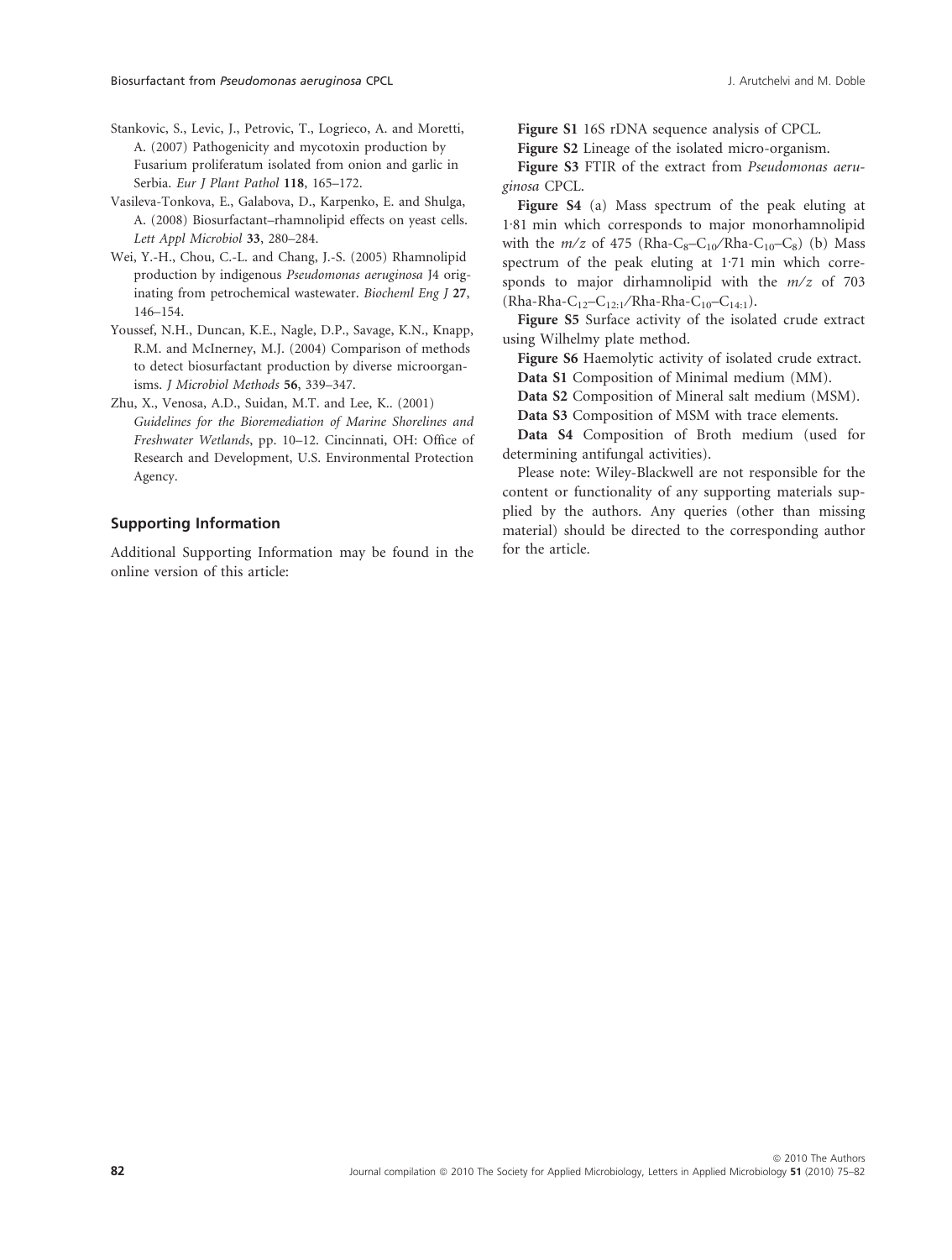Stankovic, S., Levic, J., Petrovic, T., Logrieco, A. and Moretti, A. (2007) Pathogenicity and mycotoxin production by Fusarium proliferatum isolated from onion and garlic in Serbia. *Eur J Plant Pathol* **118**, 165–172.

Vasileva-Tonkova, E., Galabova, D., Karpenko, E. and Shulga, A. (2008) Biosurfactant–rhamnolipid effects on yeast cells. *Lett Appl Microbiol* **33**, 280–284.

Wei, Y.-H., Chou, C.-L. and Chang, J.-S. (2005) Rhamnolipid production by indigenous *Pseudomonas aeruginosa* J4 originating from petrochemical wastewater. *Biocheml Eng J* **27**, 146–154.

Youssef, N.H., Duncan, K.E., Nagle, D.P., Savage, K.N., Knapp, R.M. and McInerney, M.J. (2004) Comparison of methods to detect biosurfactant production by diverse microorganisms. *J Microbiol Methods* **56**, 339–347.

Zhu, X., Venosa, A.D., Suidan, M.T. and Lee, K.. (2001) *Guidelines for the Bioremediation of Marine Shorelines and Freshwater Wetlands*, pp. 10–12. Cincinnati, OH: Office of Research and Development, U.S. Environmental Protection Agency.

## Supporting Information

Additional Supporting Information may be found in the online version of this article:

**Figure S1** 16S rDNA sequence analysis of CPCL.

**Figure S2** Lineage of the isolated micro-organism.

**Figure S3** FTIR of the extract from *Pseudomonas aeruginosa* CPCL.

**Figure S4** (a) Mass spectrum of the peak eluting at 1·81 min which corresponds to major monorhamnolipid with the *m/z* of 475 (Rha-$C_8$–$C_{10}$/Rha-$C_{10}$–$C_8$) (b) Mass spectrum of the peak eluting at 1·71 min which corresponds to major dirhamnolipid with the *m/z* of 703 (Rha-Rha-$C_{12}$–$C_{12:1}$/Rha-Rha-$C_{10}$–$C_{14:1}$).

**Figure S5** Surface activity of the isolated crude extract using Wilhelmy plate method.

**Figure S6** Haemolytic activity of isolated crude extract.

**Data S1** Composition of Minimal medium (MM).

**Data S2** Composition of Mineral salt medium (MSM).

**Data S3** Composition of MSM with trace elements.

**Data S4** Composition of Broth medium (used for determining antifungal activities).

Please note: Wiley-Blackwell are not responsible for the content or functionality of any supporting materials supplied by the authors. Any queries (other than missing material) should be directed to the corresponding author for the article.